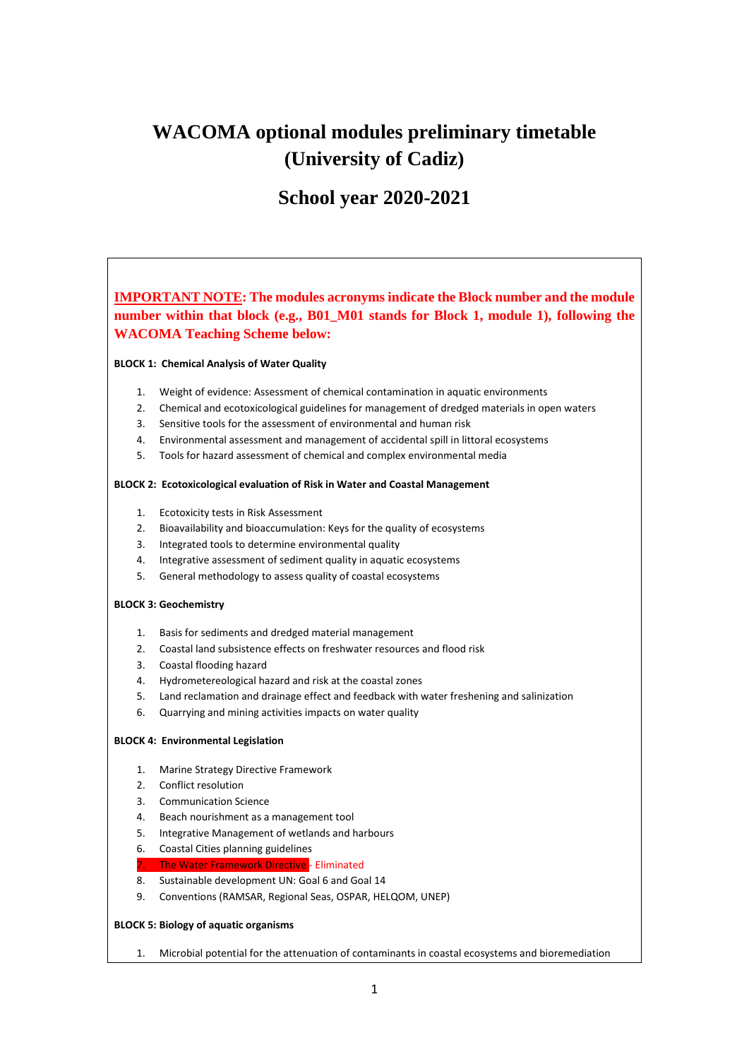# WACOMA optional modules preliminary timetable (University of Cadiz)

## School year 2020-2021

**IMPORTANT NOTE: The modules acronyms indicate the Block number and the module number within that block (e.g., B01_M01 stands for Block 1, module 1), following the WACOMA Teaching Scheme below:**

**BLOCK 1: Chemical Analysis of Water Quality**

1. Weight of evidence: Assessment of chemical contamination in aquatic environments
2. Chemical and ecotoxicological guidelines for management of dredged materials in open waters
3. Sensitive tools for the assessment of environmental and human risk
4. Environmental assessment and management of accidental spill in littoral ecosystems
5. Tools for hazard assessment of chemical and complex environmental media

**BLOCK 2: Ecotoxicological evaluation of Risk in Water and Coastal Management**

1. Ecotoxicity tests in Risk Assessment
2. Bioavailability and bioaccumulation: Keys for the quality of ecosystems
3. Integrated tools to determine environmental quality
4. Integrative assessment of sediment quality in aquatic ecosystems
5. General methodology to assess quality of coastal ecosystems

**BLOCK 3: Geochemistry**

1. Basis for sediments and dredged material management
2. Coastal land subsistence effects on freshwater resources and flood risk
3. Coastal flooding hazard
4. Hydrometereological hazard and risk at the coastal zones
5. Land reclamation and drainage effect and feedback with water freshening and salinization
6. Quarrying and mining activities impacts on water quality

**BLOCK 4: Environmental Legislation**

1. Marine Strategy Directive Framework
2. Conflict resolution
3. Communication Science
4. Beach nourishment as a management tool
5. Integrative Management of wetlands and harbours
6. Coastal Cities planning guidelines
7. The Water Framework Directive - Eliminated
8. Sustainable development UN: Goal 6 and Goal 14
9. Conventions (RAMSAR, Regional Seas, OSPAR, HELQOM, UNEP)

**BLOCK 5: Biology of aquatic organisms**

1. Microbial potential for the attenuation of contaminants in coastal ecosystems and bioremediation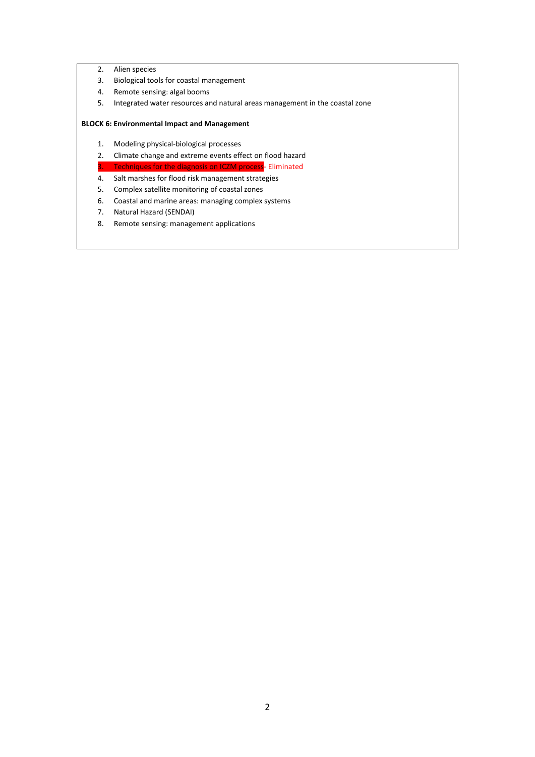2. Alien species
3. Biological tools for coastal management
4. Remote sensing: algal booms
5. Integrated water resources and natural areas management in the coastal zone

**BLOCK 6: Environmental Impact and Management**

1. Modeling physical-biological processes
2. Climate change and extreme events effect on flood hazard
3. Techniques for the diagnosis on ICZM process- Eliminated
4. Salt marshes for flood risk management strategies
5. Complex satellite monitoring of coastal zones
6. Coastal and marine areas: managing complex systems
7. Natural Hazard (SENDAI)
8. Remote sensing: management applications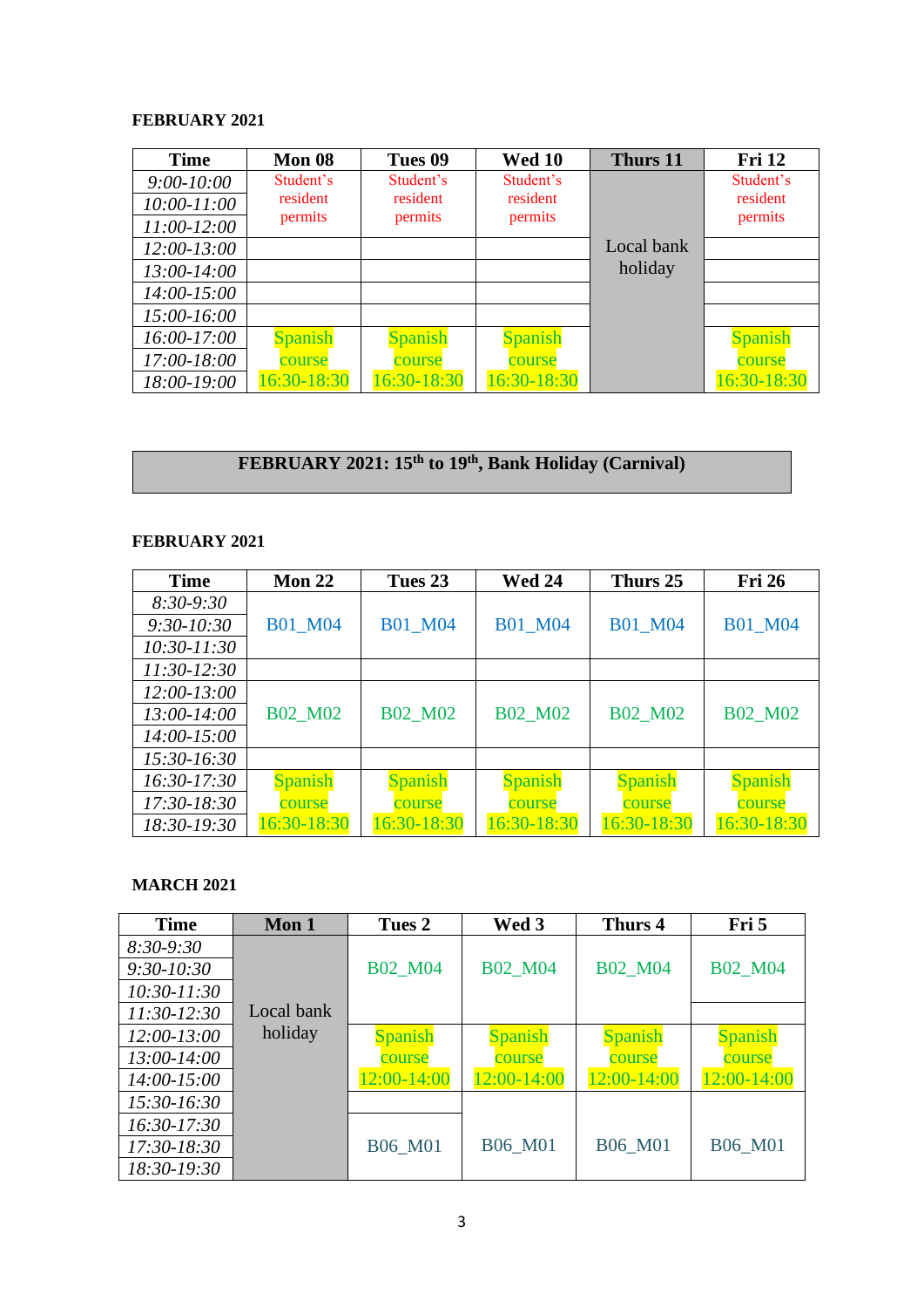**FEBRUARY 2021**

| Time | Mon 08 | Tues 09 | Wed 10 | Thurs 11 | Fri 12 |
|---|---|---|---|---|---|
| 9:00-10:00 | Student's resident permits | Student's resident permits | Student's resident permits | Local bank holiday | Student's resident permits |
| 10:00-11:00 | | | | | |
| 11:00-12:00 | | | | | |
| 12:00-13:00 | | | | | |
| 13:00-14:00 | | | | | |
| 14:00-15:00 | | | | | |
| 15:00-16:00 | | | | | |
| 16:00-17:00 | Spanish course 16:30-18:30 | Spanish course 16:30-18:30 | Spanish course 16:30-18:30 | | Spanish course 16:30-18:30 |
| 17:00-18:00 | | | | | |
| 18:00-19:00 | | | | | |

**FEBRUARY 2021: 15th to 19th, Bank Holiday (Carnival)**

**FEBRUARY 2021**

| Time | Mon 22 | Tues 23 | Wed 24 | Thurs 25 | Fri 26 |
|---|---|---|---|---|---|
| 8:30-9:30 | B01_M04 | B01_M04 | B01_M04 | B01_M04 | B01_M04 |
| 9:30-10:30 | | | | | |
| 10:30-11:30 | | | | | |
| 11:30-12:30 | | | | | |
| 12:00-13:00 | B02_M02 | B02_M02 | B02_M02 | B02_M02 | B02_M02 |
| 13:00-14:00 | | | | | |
| 14:00-15:00 | | | | | |
| 15:30-16:30 | | | | | |
| 16:30-17:30 | Spanish course 16:30-18:30 | Spanish course 16:30-18:30 | Spanish course 16:30-18:30 | Spanish course 16:30-18:30 | Spanish course 16:30-18:30 |
| 17:30-18:30 | | | | | |
| 18:30-19:30 | | | | | |

**MARCH 2021**

| Time | Mon 1 | Tues 2 | Wed 3 | Thurs 4 | Fri 5 |
|---|---|---|---|---|---|
| 8:30-9:30 | Local bank holiday | B02_M04 | B02_M04 | B02_M04 | B02_M04 |
| 9:30-10:30 | | | | | |
| 10:30-11:30 | | | | | |
| 11:30-12:30 | | | | | |
| 12:00-13:00 | | Spanish course 12:00-14:00 | Spanish course 12:00-14:00 | Spanish course 12:00-14:00 | Spanish course 12:00-14:00 |
| 13:00-14:00 | | | | | |
| 14:00-15:00 | | | | | |
| 15:30-16:30 | | | B06_M01 | B06_M01 | B06_M01 |
| 16:30-17:30 | | B06_M01 | | | |
| 17:30-18:30 | | | | | |
| 18:30-19:30 | | | | | |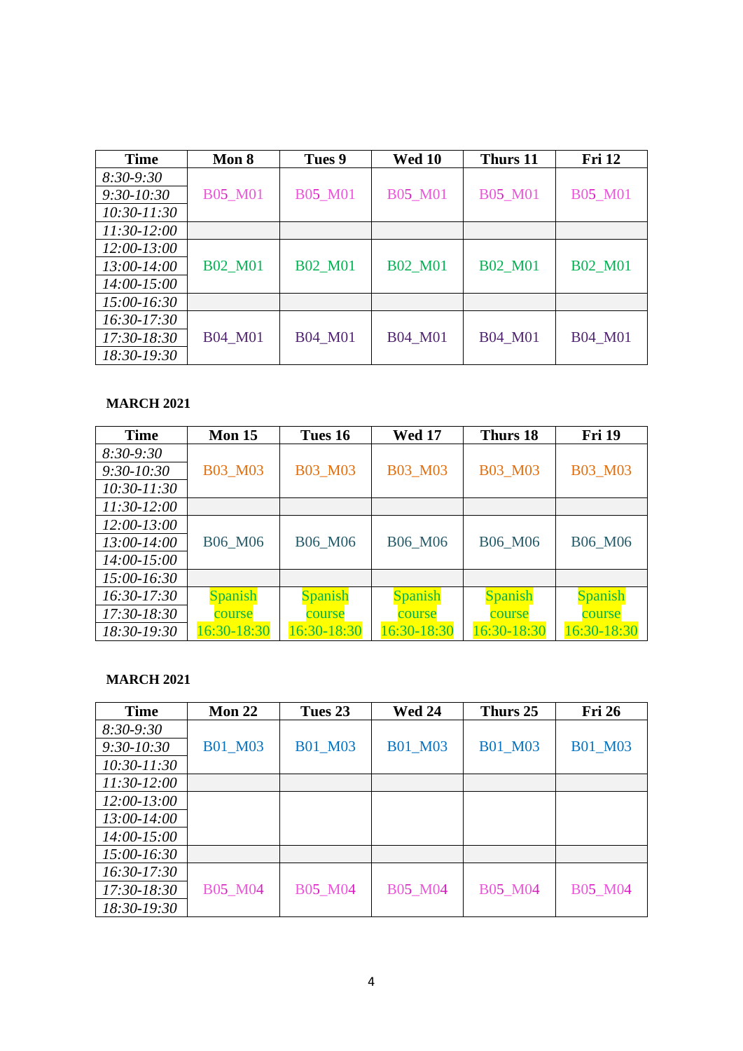| Time | Mon 8 | Tues 9 | Wed 10 | Thurs 11 | Fri 12 |
|---|---|---|---|---|---|
| *8:30-9:30* | B05_M01 | B05_M01 | B05_M01 | B05_M01 | B05_M01 |
| *9:30-10:30* | | | | | |
| *10:30-11:30* | | | | | |
| *11:30-12:00* | | | | | |
| *12:00-13:00* | B02_M01 | B02_M01 | B02_M01 | B02_M01 | B02_M01 |
| *13:00-14:00* | | | | | |
| *14:00-15:00* | | | | | |
| *15:00-16:30* | | | | | |
| *16:30-17:30* | B04_M01 | B04_M01 | B04_M01 | B04_M01 | B04_M01 |
| *17:30-18:30* | | | | | |
| *18:30-19:30* | | | | | |

**MARCH 2021**

| Time | Mon 15 | Tues 16 | Wed 17 | Thurs 18 | Fri 19 |
|---|---|---|---|---|---|
| *8:30-9:30* | B03_M03 | B03_M03 | B03_M03 | B03_M03 | B03_M03 |
| *9:30-10:30* | | | | | |
| *10:30-11:30* | | | | | |
| *11:30-12:00* | | | | | |
| *12:00-13:00* | B06_M06 | B06_M06 | B06_M06 | B06_M06 | B06_M06 |
| *13:00-14:00* | | | | | |
| *14:00-15:00* | | | | | |
| *15:00-16:30* | | | | | |
| *16:30-17:30* | Spanish course 16:30-18:30 | Spanish course 16:30-18:30 | Spanish course 16:30-18:30 | Spanish course 16:30-18:30 | Spanish course 16:30-18:30 |
| *17:30-18:30* | | | | | |
| *18:30-19:30* | | | | | |

**MARCH 2021**

| Time | Mon 22 | Tues 23 | Wed 24 | Thurs 25 | Fri 26 |
|---|---|---|---|---|---|
| *8:30-9:30* | B01_M03 | B01_M03 | B01_M03 | B01_M03 | B01_M03 |
| *9:30-10:30* | | | | | |
| *10:30-11:30* | | | | | |
| *11:30-12:00* | | | | | |
| *12:00-13:00* | | | | | |
| *13:00-14:00* | | | | | |
| *14:00-15:00* | | | | | |
| *15:00-16:30* | | | | | |
| *16:30-17:30* | B05_M04 | B05_M04 | B05_M04 | B05_M04 | B05_M04 |
| *17:30-18:30* | | | | | |
| *18:30-19:30* | | | | | |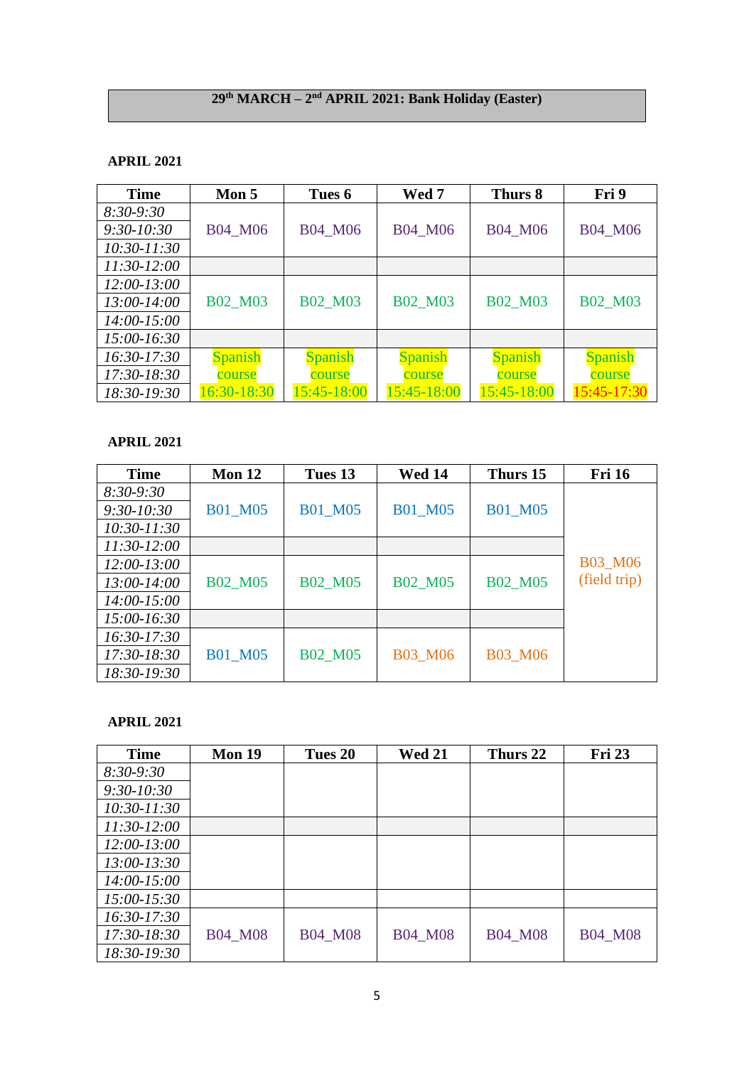**29th MARCH – 2nd APRIL 2021: Bank Holiday (Easter)**

**APRIL 2021**

| Time | Mon 5 | Tues 6 | Wed 7 | Thurs 8 | Fri 9 |
|---|---|---|---|---|---|
| *8:30-9:30* | B04_M06 | B04_M06 | B04_M06 | B04_M06 | B04_M06 |
| *9:30-10:30* | | | | | |
| *10:30-11:30* | | | | | |
| *11:30-12:00* | | | | | |
| *12:00-13:00* | B02_M03 | B02_M03 | B02_M03 | B02_M03 | B02_M03 |
| *13:00-14:00* | | | | | |
| *14:00-15:00* | | | | | |
| *15:00-16:30* | | | | | |
| *16:30-17:30* | Spanish course 16:30-18:30 | Spanish course 15:45-18:00 | Spanish course 15:45-18:00 | Spanish course 15:45-18:00 | Spanish course 15:45-17:30 |
| *17:30-18:30* | | | | | |
| *18:30-19:30* | | | | | |

**APRIL 2021**

| Time | Mon 12 | Tues 13 | Wed 14 | Thurs 15 | Fri 16 |
|---|---|---|---|---|---|
| *8:30-9:30* | B01_M05 | B01_M05 | B01_M05 | B01_M05 | B03_M06 (field trip) |
| *9:30-10:30* | | | | | |
| *10:30-11:30* | | | | | |
| *11:30-12:00* | | | | | |
| *12:00-13:00* | B02_M05 | B02_M05 | B02_M05 | B02_M05 | |
| *13:00-14:00* | | | | | |
| *14:00-15:00* | | | | | |
| *15:00-16:30* | | | | | |
| *16:30-17:30* | B01_M05 | B02_M05 | B03_M06 | B03_M06 | |
| *17:30-18:30* | | | | | |
| *18:30-19:30* | | | | | |

**APRIL 2021**

| Time | Mon 19 | Tues 20 | Wed 21 | Thurs 22 | Fri 23 |
|---|---|---|---|---|---|
| *8:30-9:30* | | | | | |
| *9:30-10:30* | | | | | |
| *10:30-11:30* | | | | | |
| *11:30-12:00* | | | | | |
| *12:00-13:00* | | | | | |
| *13:00-13:30* | | | | | |
| *14:00-15:00* | | | | | |
| *15:00-15:30* | | | | | |
| *16:30-17:30* | B04_M08 | B04_M08 | B04_M08 | B04_M08 | B04_M08 |
| *17:30-18:30* | | | | | |
| *18:30-19:30* | | | | | |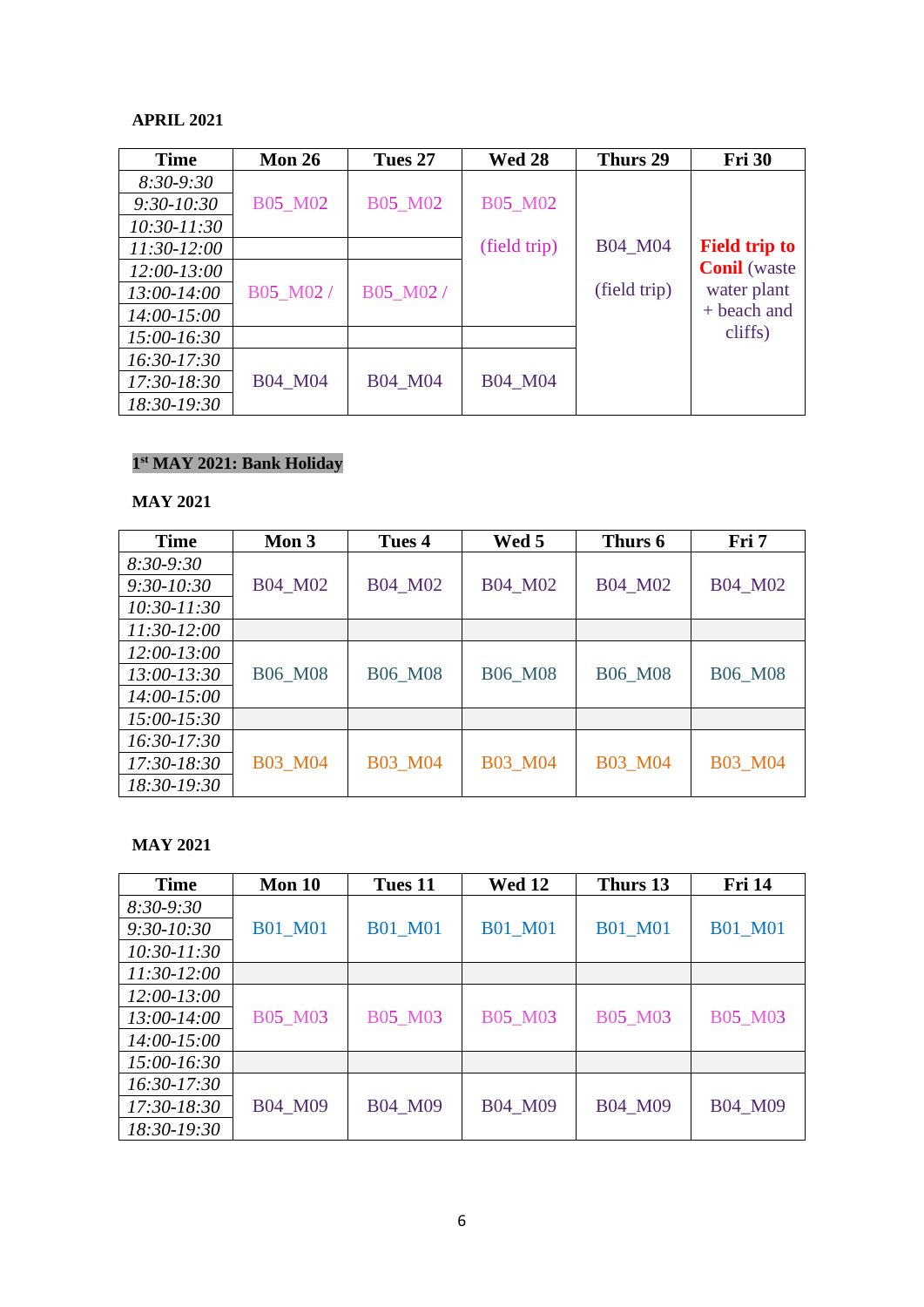**APRIL 2021**

| Time | Mon 26 | Tues 27 | Wed 28 | Thurs 29 | Fri 30 |
|---|---|---|---|---|---|
| 8:30-9:30 | B05_M02 | B05_M02 | B05_M02 (field trip) | B04_M04 (field trip) | **Field trip to Conil** (waste water plant + beach and cliffs) |
| 9:30-10:30 | | | | | |
| 10:30-11:30 | | | | | |
| 11:30-12:00 | | | | | |
| 12:00-13:00 | B05_M02 / | B05_M02 / | | | |
| 13:00-14:00 | | | | | |
| 14:00-15:00 | | | | | |
| 15:00-16:30 | | | | | |
| 16:30-17:30 | B04_M04 | B04_M04 | B04_M04 | | |
| 17:30-18:30 | | | | | |
| 18:30-19:30 | | | | | |

**1st MAY 2021: Bank Holiday**

**MAY 2021**

| Time | Mon 3 | Tues 4 | Wed 5 | Thurs 6 | Fri 7 |
|---|---|---|---|---|---|
| 8:30-9:30 | B04_M02 | B04_M02 | B04_M02 | B04_M02 | B04_M02 |
| 9:30-10:30 | | | | | |
| 10:30-11:30 | | | | | |
| 11:30-12:00 | | | | | |
| 12:00-13:00 | B06_M08 | B06_M08 | B06_M08 | B06_M08 | B06_M08 |
| 13:00-13:30 | | | | | |
| 14:00-15:00 | | | | | |
| 15:00-15:30 | | | | | |
| 16:30-17:30 | B03_M04 | B03_M04 | B03_M04 | B03_M04 | B03_M04 |
| 17:30-18:30 | | | | | |
| 18:30-19:30 | | | | | |

**MAY 2021**

| Time | Mon 10 | Tues 11 | Wed 12 | Thurs 13 | Fri 14 |
|---|---|---|---|---|---|
| 8:30-9:30 | B01_M01 | B01_M01 | B01_M01 | B01_M01 | B01_M01 |
| 9:30-10:30 | | | | | |
| 10:30-11:30 | | | | | |
| 11:30-12:00 | | | | | |
| 12:00-13:00 | B05_M03 | B05_M03 | B05_M03 | B05_M03 | B05_M03 |
| 13:00-14:00 | | | | | |
| 14:00-15:00 | | | | | |
| 15:00-16:30 | | | | | |
| 16:30-17:30 | B04_M09 | B04_M09 | B04_M09 | B04_M09 | B04_M09 |
| 17:30-18:30 | | | | | |
| 18:30-19:30 | | | | | |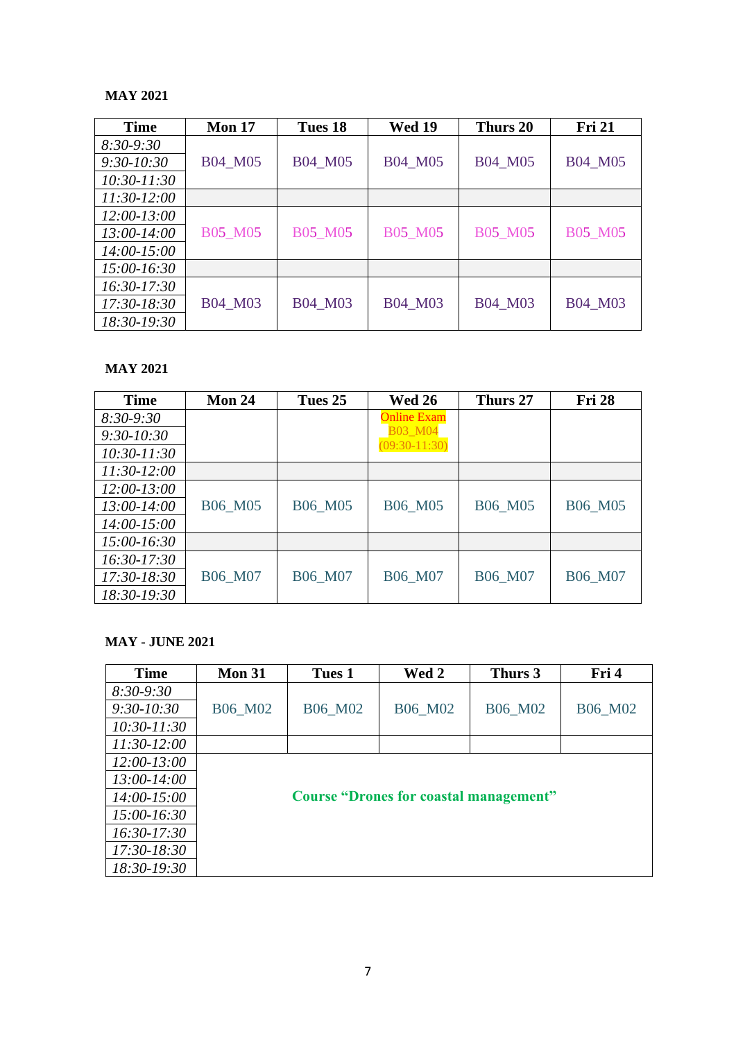**MAY 2021**

| Time | Mon 17 | Tues 18 | Wed 19 | Thurs 20 | Fri 21 |
|---|---|---|---|---|---|
| *8:30-9:30* | B04_M05 | B04_M05 | B04_M05 | B04_M05 | B04_M05 |
| *9:30-10:30* | | | | | |
| *10:30-11:30* | | | | | |
| *11:30-12:00* | | | | | |
| *12:00-13:00* | B05_M05 | B05_M05 | B05_M05 | B05_M05 | B05_M05 |
| *13:00-14:00* | | | | | |
| *14:00-15:00* | | | | | |
| *15:00-16:30* | | | | | |
| *16:30-17:30* | B04_M03 | B04_M03 | B04_M03 | B04_M03 | B04_M03 |
| *17:30-18:30* | | | | | |
| *18:30-19:30* | | | | | |

**MAY 2021**

| Time | Mon 24 | Tues 25 | Wed 26 | Thurs 27 | Fri 28 |
|---|---|---|---|---|---|
| *8:30-9:30* | | | Online Exam B03_M04 (09:30-11:30) | | |
| *9:30-10:30* | | | | | |
| *10:30-11:30* | | | | | |
| *11:30-12:00* | | | | | |
| *12:00-13:00* | B06_M05 | B06_M05 | B06_M05 | B06_M05 | B06_M05 |
| *13:00-14:00* | | | | | |
| *14:00-15:00* | | | | | |
| *15:00-16:30* | | | | | |
| *16:30-17:30* | B06_M07 | B06_M07 | B06_M07 | B06_M07 | B06_M07 |
| *17:30-18:30* | | | | | |
| *18:30-19:30* | | | | | |

**MAY - JUNE 2021**

| Time | Mon 31 | Tues 1 | Wed 2 | Thurs 3 | Fri 4 |
|---|---|---|---|---|---|
| *8:30-9:30* | B06_M02 | B06_M02 | B06_M02 | B06_M02 | B06_M02 |
| *9:30-10:30* | | | | | |
| *10:30-11:30* | | | | | |
| *11:30-12:00* | | | | | |
| *12:00-13:00* | **Course "Drones for coastal management"** | | | | |
| *13:00-14:00* | | | | | |
| *14:00-15:00* | | | | | |
| *15:00-16:30* | | | | | |
| *16:30-17:30* | | | | | |
| *17:30-18:30* | | | | | |
| *18:30-19:30* | | | | | |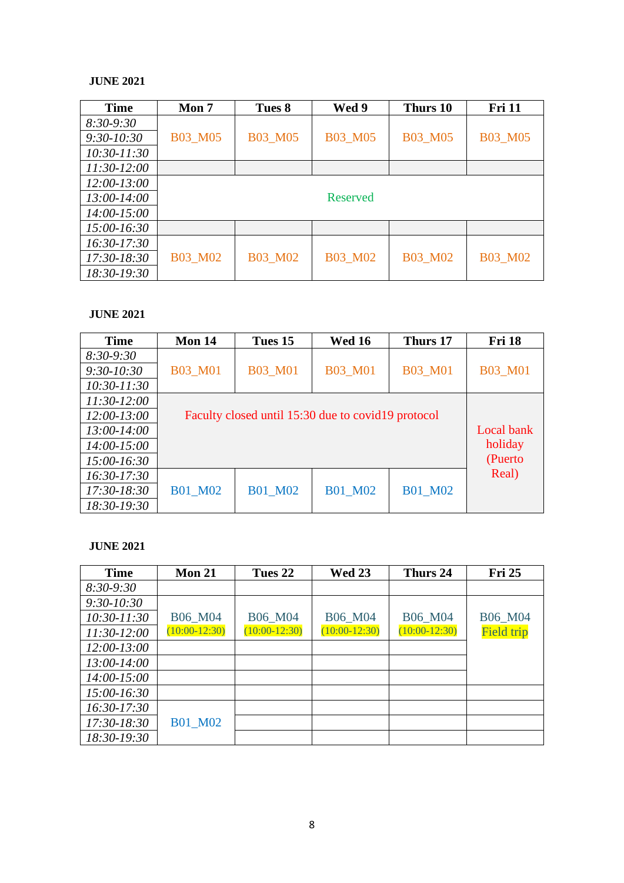**JUNE 2021**

| Time | Mon 7 | Tues 8 | Wed 9 | Thurs 10 | Fri 11 |
|---|---|---|---|---|---|
| *8:30-9:30* | B03_M05 | B03_M05 | B03_M05 | B03_M05 | B03_M05 |
| *9:30-10:30* | | | | | |
| *10:30-11:30* | | | | | |
| *11:30-12:00* | | | | | |
| *12:00-13:00* | Reserved | | | | |
| *13:00-14:00* | | | | | |
| *14:00-15:00* | | | | | |
| *15:00-16:30* | | | | | |
| *16:30-17:30* | B03_M02 | B03_M02 | B03_M02 | B03_M02 | B03_M02 |
| *17:30-18:30* | | | | | |
| *18:30-19:30* | | | | | |

**JUNE 2021**

| Time | Mon 14 | Tues 15 | Wed 16 | Thurs 17 | Fri 18 |
|---|---|---|---|---|---|
| *8:30-9:30* | B03_M01 | B03_M01 | B03_M01 | B03_M01 | B03_M01 |
| *9:30-10:30* | | | | | |
| *10:30-11:30* | | | | | |
| *11:30-12:00* | Faculty closed until 15:30 due to covid19 protocol | | | | Local bank holiday (Puerto Real) |
| *12:00-13:00* | | | | | |
| *13:00-14:00* | | | | | |
| *14:00-15:00* | | | | | |
| *15:00-16:30* | | | | | |
| *16:30-17:30* | B01_M02 | B01_M02 | B01_M02 | B01_M02 | |
| *17:30-18:30* | | | | | |
| *18:30-19:30* | | | | | |

**JUNE 2021**

| Time | Mon 21 | Tues 22 | Wed 23 | Thurs 24 | Fri 25 |
|---|---|---|---|---|---|
| *8:30-9:30* | | | | | |
| *9:30-10:30* | B06_M04 (10:00-12:30) | B06_M04 (10:00-12:30) | B06_M04 (10:00-12:30) | B06_M04 (10:00-12:30) | B06_M04 Field trip |
| *10:30-11:30* | | | | | |
| *11:30-12:00* | | | | | |
| *12:00-13:00* | | | | | |
| *13:00-14:00* | | | | | |
| *14:00-15:00* | | | | | |
| *15:00-16:30* | | | | | |
| *16:30-17:30* | B01_M02 | | | | |
| *17:30-18:30* | | | | | |
| *18:30-19:30* | | | | | |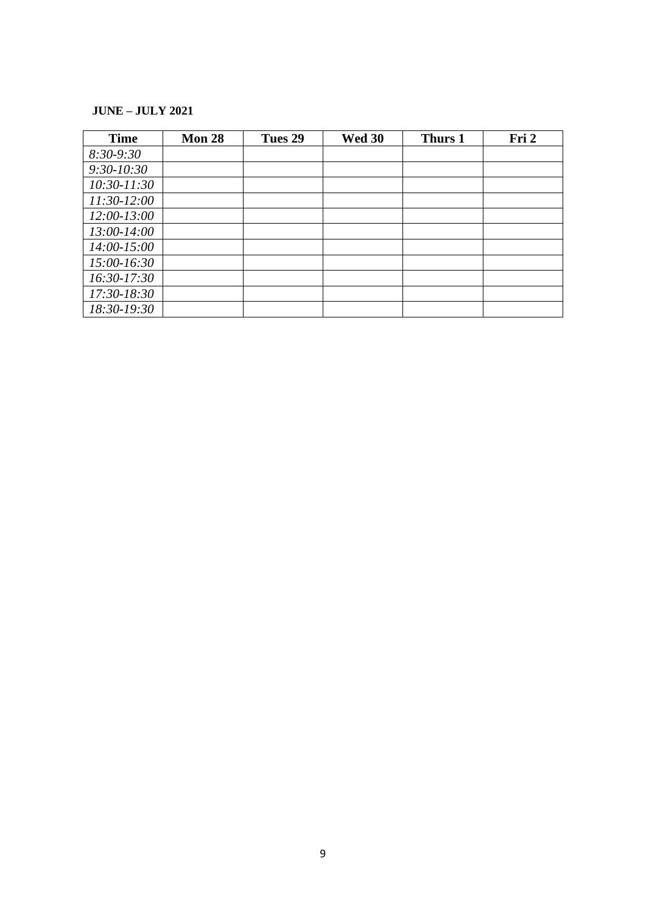**JUNE – JULY 2021**

| Time | Mon 28 | Tues 29 | Wed 30 | Thurs 1 | Fri 2 |
| --- | --- | --- | --- | --- | --- |
| *8:30-9:30* | | | | | |
| *9:30-10:30* | | | | | |
| *10:30-11:30* | | | | | |
| *11:30-12:00* | | | | | |
| *12:00-13:00* | | | | | |
| *13:00-14:00* | | | | | |
| *14:00-15:00* | | | | | |
| *15:00-16:30* | | | | | |
| *16:30-17:30* | | | | | |
| *17:30-18:30* | | | | | |
| *18:30-19:30* | | | | | |